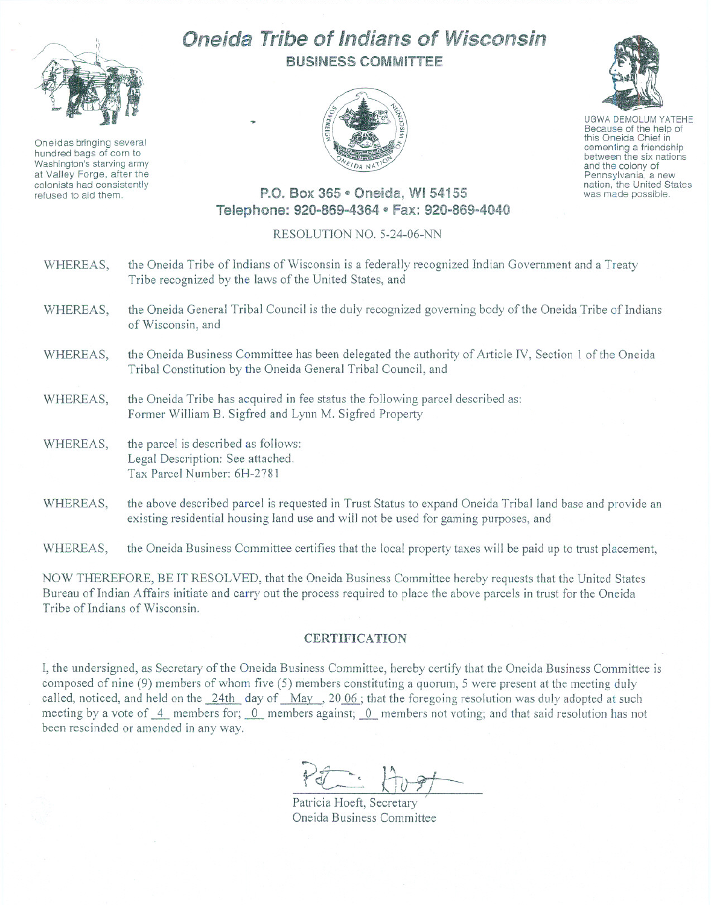# Oneida Tribe of Indians of Wisconsin

## BUSINESS COMMITTEE

Oneidas bringing several hundred bags of corn to Washington's starving army at Valley Forge, after the colonists had consistently refused to aid them.

UGWA DEMOLUM YATEHE
Because of the help of this Oneida Chief in cementing a friendship between the six nations and the colony of Pennsylvania, a new nation, the United States was made possible.

**P.O. Box 365 • Oneida, WI 54155**
**Telephone: 920-869-4364 • Fax: 920-869-4040**

RESOLUTION NO. 5-24-06-NN

WHEREAS, the Oneida Tribe of Indians of Wisconsin is a federally recognized Indian Government and a Treaty Tribe recognized by the laws of the United States, and

WHEREAS, the Oneida General Tribal Council is the duly recognized governing body of the Oneida Tribe of Indians of Wisconsin, and

WHEREAS, the Oneida Business Committee has been delegated the authority of Article IV, Section 1 of the Oneida Tribal Constitution by the Oneida General Tribal Council, and

WHEREAS, the Oneida Tribe has acquired in fee status the following parcel described as:
Former William B. Sigfred and Lynn M. Sigfred Property

WHEREAS, the parcel is described as follows:
Legal Description: See attached.
Tax Parcel Number: 6H-2781

WHEREAS, the above described parcel is requested in Trust Status to expand Oneida Tribal land base and provide an existing residential housing land use and will not be used for gaming purposes, and

WHEREAS, the Oneida Business Committee certifies that the local property taxes will be paid up to trust placement,

NOW THEREFORE, BE IT RESOLVED, that the Oneida Business Committee hereby requests that the United States Bureau of Indian Affairs initiate and carry out the process required to place the above parcels in trust for the Oneida Tribe of Indians of Wisconsin.

### CERTIFICATION

I, the undersigned, as Secretary of the Oneida Business Committee, hereby certify that the Oneida Business Committee is composed of nine (9) members of whom five (5) members constituting a quorum, 5 were present at the meeting duly called, noticed, and held on the 24th day of May, 20 06; that the foregoing resolution was duly adopted at such meeting by a vote of 4 members for; 0 members against; 0 members not voting; and that said resolution has not been rescinded or amended in any way.

Patricia Hoeft, Secretary
Oneida Business Committee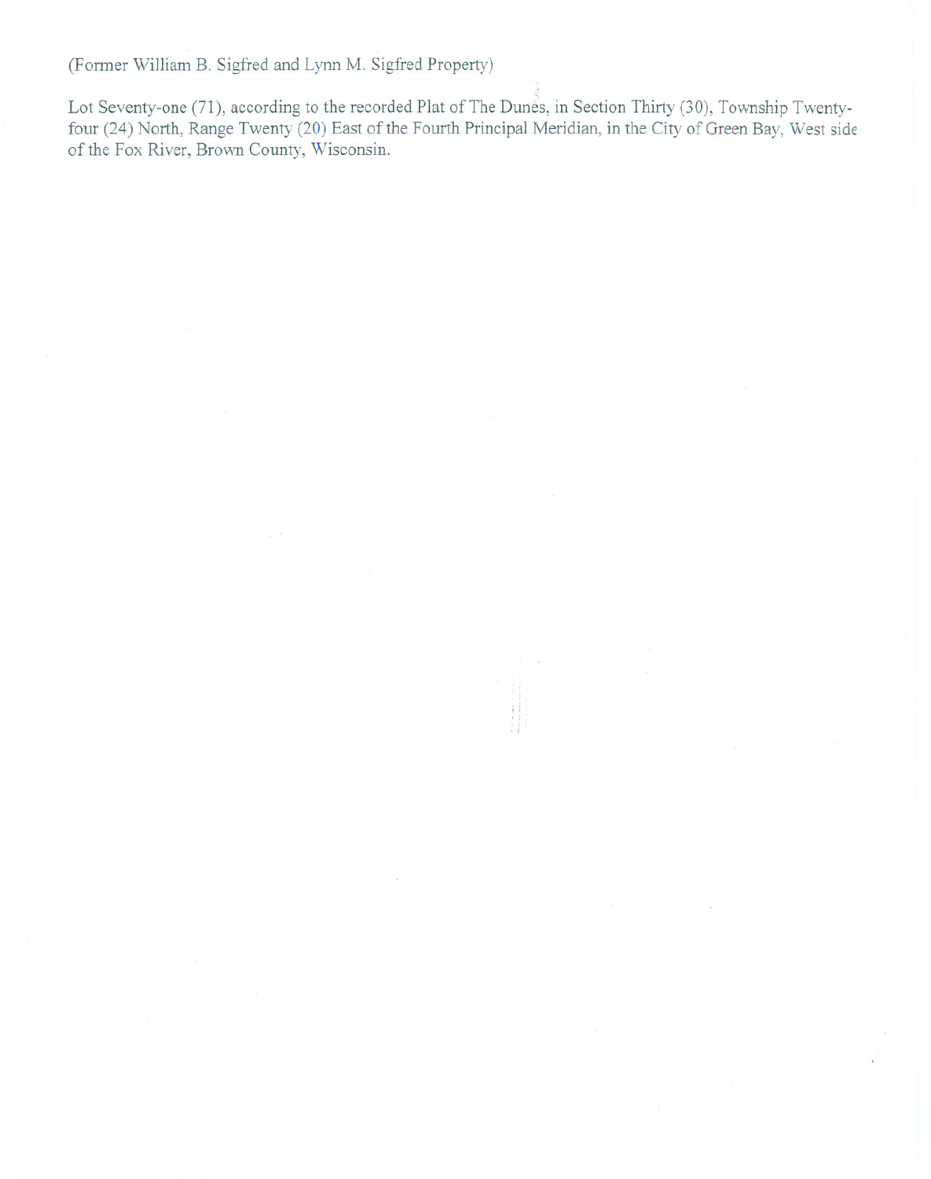(Former William B. Sigfred and Lynn M. Sigfred Property)

Lot Seventy-one (71), according to the recorded Plat of The Dunes, in Section Thirty (30), Township Twenty-four (24) North, Range Twenty (20) East of the Fourth Principal Meridian, in the City of Green Bay, West side of the Fox River, Brown County, Wisconsin.